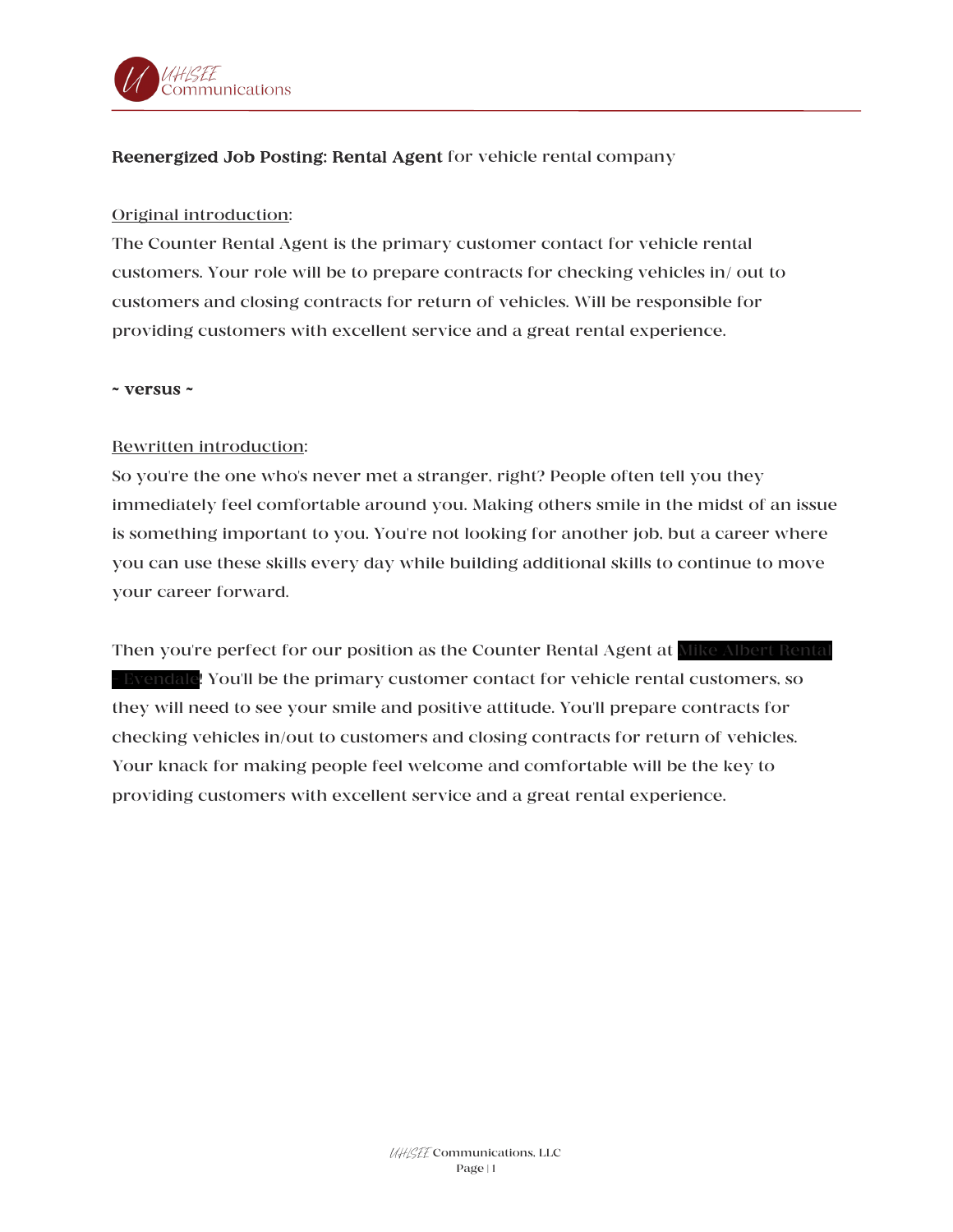**Reenergized Job Posting: Rental Agent** for vehicle rental company

<u>Original introduction</u>:

The Counter Rental Agent is the primary customer contact for vehicle rental customers. Your role will be to prepare contracts for checking vehicles in/ out to customers and closing contracts for return of vehicles. Will be responsible for providing customers with excellent service and a great rental experience.

**~ versus ~**

<u>Rewritten introduction</u>:

So you're the one who's never met a stranger, right? People often tell you they immediately feel comfortable around you. Making others smile in the midst of an issue is something important to you. You're not looking for another job, but a career where you can use these skills every day while building additional skills to continue to move your career forward.

Then you're perfect for our position as the Counter Rental Agent at [REDACTED]! You'll be the primary customer contact for vehicle rental customers, so they will need to see your smile and positive attitude. You'll prepare contracts for checking vehicles in/out to customers and closing contracts for return of vehicles. Your knack for making people feel welcome and comfortable will be the key to providing customers with excellent service and a great rental experience.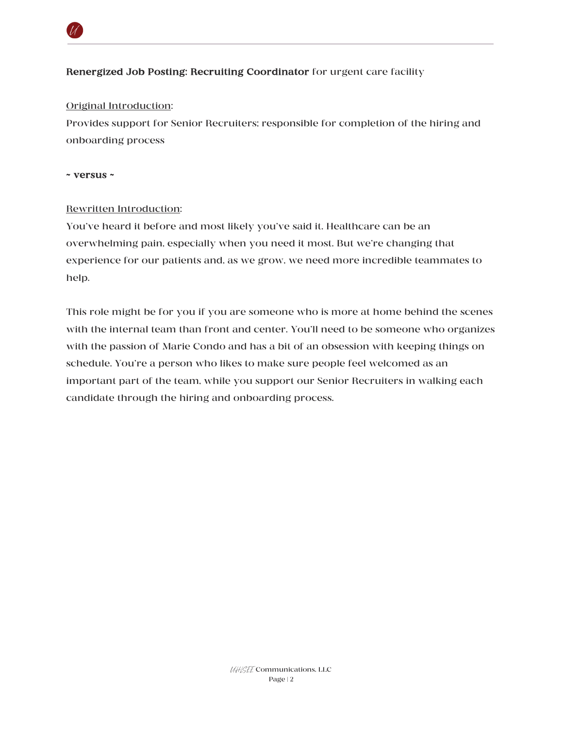**Renergized Job Posting: Recruiting Coordinator** for urgent care facility

<u>Original Introduction</u>:
Provides support for Senior Recruiters; responsible for completion of the hiring and onboarding process

**~ versus ~**

<u>Rewritten Introduction</u>:
You've heard it before and most likely you've said it. Healthcare can be an overwhelming pain, especially when you need it most. But we're changing that experience for our patients and, as we grow, we need more incredible teammates to help.

This role might be for you if you are someone who is more at home behind the scenes with the internal team than front and center. You'll need to be someone who organizes with the passion of Marie Condo and has a bit of an obsession with keeping things on schedule. You're a person who likes to make sure people feel welcomed as an important part of the team, while you support our Senior Recruiters in walking each candidate through the hiring and onboarding process.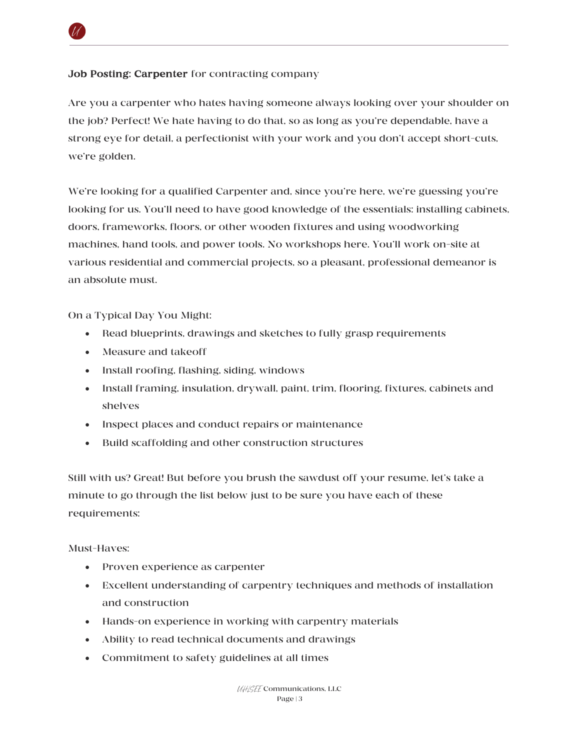**Job Posting: Carpenter** for contracting company

Are you a carpenter who hates having someone always looking over your shoulder on the job? Perfect! We hate having to do that, so as long as you're dependable, have a strong eye for detail, a perfectionist with your work and you don't accept short-cuts, we're golden.

We're looking for a qualified Carpenter and, since you're here, we're guessing you're looking for us. You'll need to have good knowledge of the essentials: installing cabinets, doors, frameworks, floors, or other wooden fixtures and using woodworking machines, hand tools, and power tools. No workshops here. You'll work on-site at various residential and commercial projects, so a pleasant, professional demeanor is an absolute must.

On a Typical Day You Might:

- Read blueprints, drawings and sketches to fully grasp requirements
- Measure and takeoff
- Install roofing, flashing, siding, windows
- Install framing, insulation, drywall, paint, trim, flooring, fixtures, cabinets and shelves
- Inspect places and conduct repairs or maintenance
- Build scaffolding and other construction structures

Still with us? Great! But before you brush the sawdust off your resume, let's take a minute to go through the list below just to be sure you have each of these requirements:

Must-Haves:

- Proven experience as carpenter
- Excellent understanding of carpentry techniques and methods of installation and construction
- Hands-on experience in working with carpentry materials
- Ability to read technical documents and drawings
- Commitment to safety guidelines at all times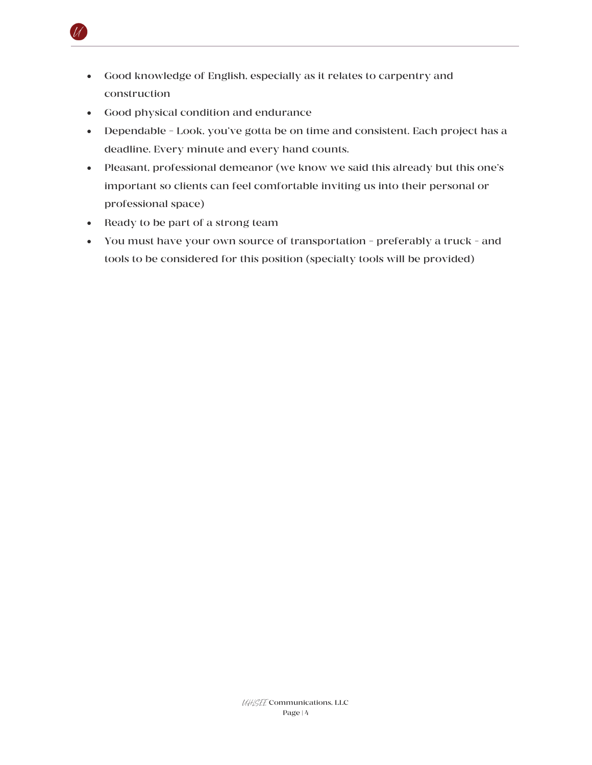- Good knowledge of English, especially as it relates to carpentry and construction
- Good physical condition and endurance
- Dependable – Look, you've gotta be on time and consistent. Each project has a deadline. Every minute and every hand counts.
- Pleasant, professional demeanor (we know we said this already but this one's important so clients can feel comfortable inviting us into their personal or professional space)
- Ready to be part of a strong team
- You must have your own source of transportation – preferably a truck – and tools to be considered for this position (specialty tools will be provided)